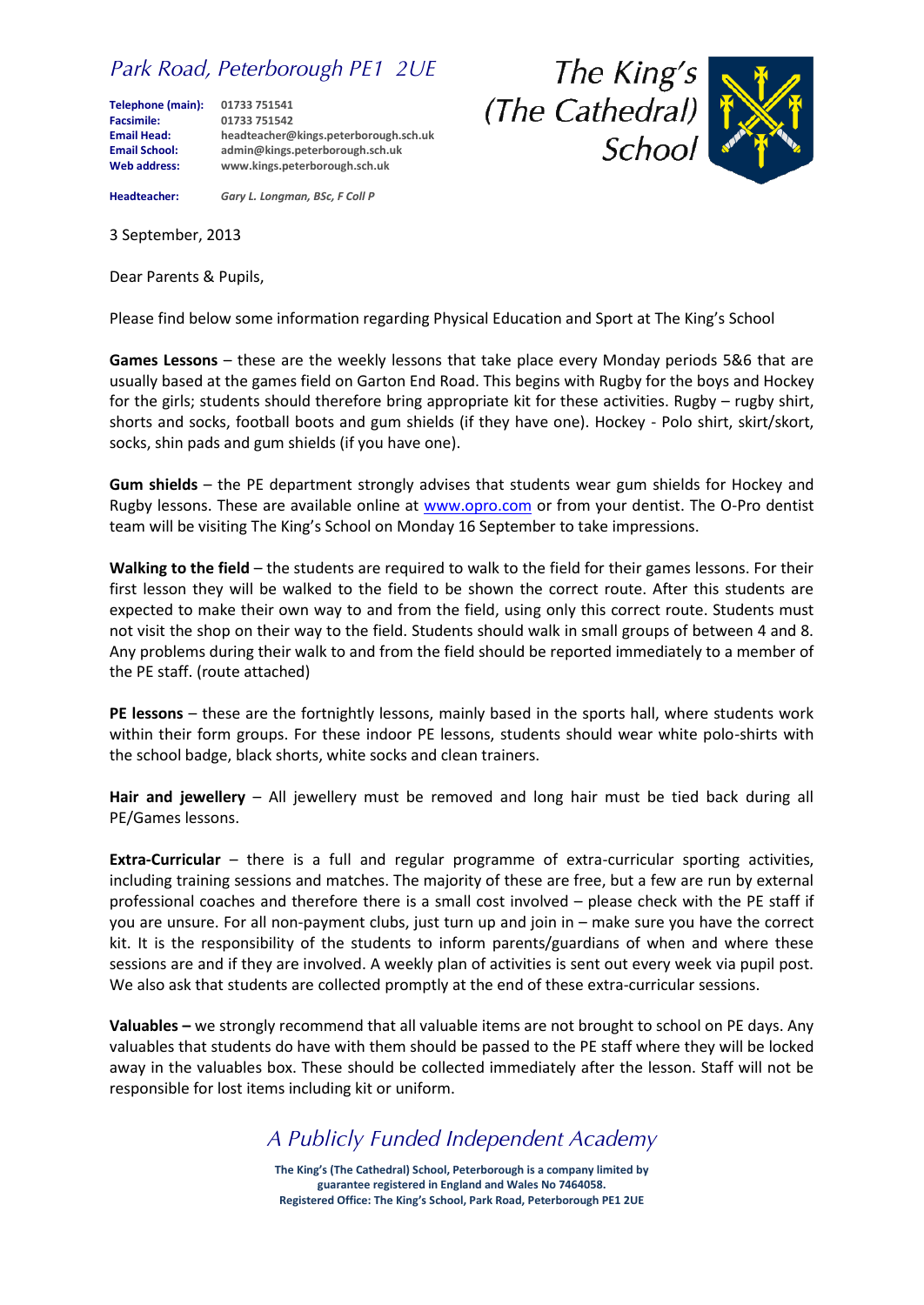*Park Road, Peterborough PE1 2UE*

**Telephone (main):** 01733 751541
**Facsimile:** 01733 751542
**Email Head:** headteacher@kings.peterborough.sch.uk
**Email School:** admin@kings.peterborough.sch.uk
**Web address:** www.kings.peterborough.sch.uk

**Headteacher:** *Gary L. Longman, BSc, F Coll P*

*The King's (The Cathedral) School*

3 September, 2013

Dear Parents & Pupils,

Please find below some information regarding Physical Education and Sport at The King's School

**Games Lessons** – these are the weekly lessons that take place every Monday periods 5&6 that are usually based at the games field on Garton End Road. This begins with Rugby for the boys and Hockey for the girls; students should therefore bring appropriate kit for these activities. Rugby – rugby shirt, shorts and socks, football boots and gum shields (if they have one). Hockey - Polo shirt, skirt/skort, socks, shin pads and gum shields (if you have one).

**Gum shields** – the PE department strongly advises that students wear gum shields for Hockey and Rugby lessons. These are available online at www.opro.com or from your dentist. The O-Pro dentist team will be visiting The King's School on Monday 16 September to take impressions.

**Walking to the field** – the students are required to walk to the field for their games lessons. For their first lesson they will be walked to the field to be shown the correct route. After this students are expected to make their own way to and from the field, using only this correct route. Students must not visit the shop on their way to the field. Students should walk in small groups of between 4 and 8. Any problems during their walk to and from the field should be reported immediately to a member of the PE staff. (route attached)

**PE lessons** – these are the fortnightly lessons, mainly based in the sports hall, where students work within their form groups. For these indoor PE lessons, students should wear white polo-shirts with the school badge, black shorts, white socks and clean trainers.

**Hair and jewellery** – All jewellery must be removed and long hair must be tied back during all PE/Games lessons.

**Extra-Curricular** – there is a full and regular programme of extra-curricular sporting activities, including training sessions and matches. The majority of these are free, but a few are run by external professional coaches and therefore there is a small cost involved – please check with the PE staff if you are unsure. For all non-payment clubs, just turn up and join in – make sure you have the correct kit. It is the responsibility of the students to inform parents/guardians of when and where these sessions are and if they are involved. A weekly plan of activities is sent out every week via pupil post. We also ask that students are collected promptly at the end of these extra-curricular sessions.

**Valuables –** we strongly recommend that all valuable items are not brought to school on PE days. Any valuables that students do have with them should be passed to the PE staff where they will be locked away in the valuables box. These should be collected immediately after the lesson. Staff will not be responsible for lost items including kit or uniform.

*A Publicly Funded Independent Academy*

**The King's (The Cathedral) School, Peterborough is a company limited by guarantee registered in England and Wales No 7464058.**
**Registered Office: The King's School, Park Road, Peterborough PE1 2UE**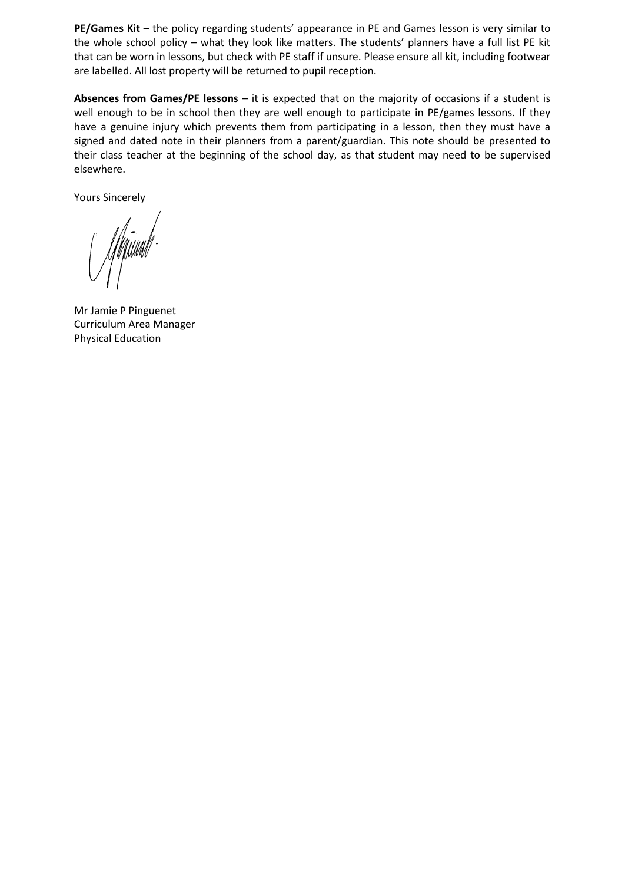**PE/Games Kit** – the policy regarding students' appearance in PE and Games lesson is very similar to the whole school policy – what they look like matters. The students' planners have a full list PE kit that can be worn in lessons, but check with PE staff if unsure. Please ensure all kit, including footwear are labelled. All lost property will be returned to pupil reception.

**Absences from Games/PE lessons** – it is expected that on the majority of occasions if a student is well enough to be in school then they are well enough to participate in PE/games lessons. If they have a genuine injury which prevents them from participating in a lesson, then they must have a signed and dated note in their planners from a parent/guardian. This note should be presented to their class teacher at the beginning of the school day, as that student may need to be supervised elsewhere.

Yours Sincerely

Mr Jamie P Pinguenet
Curriculum Area Manager
Physical Education